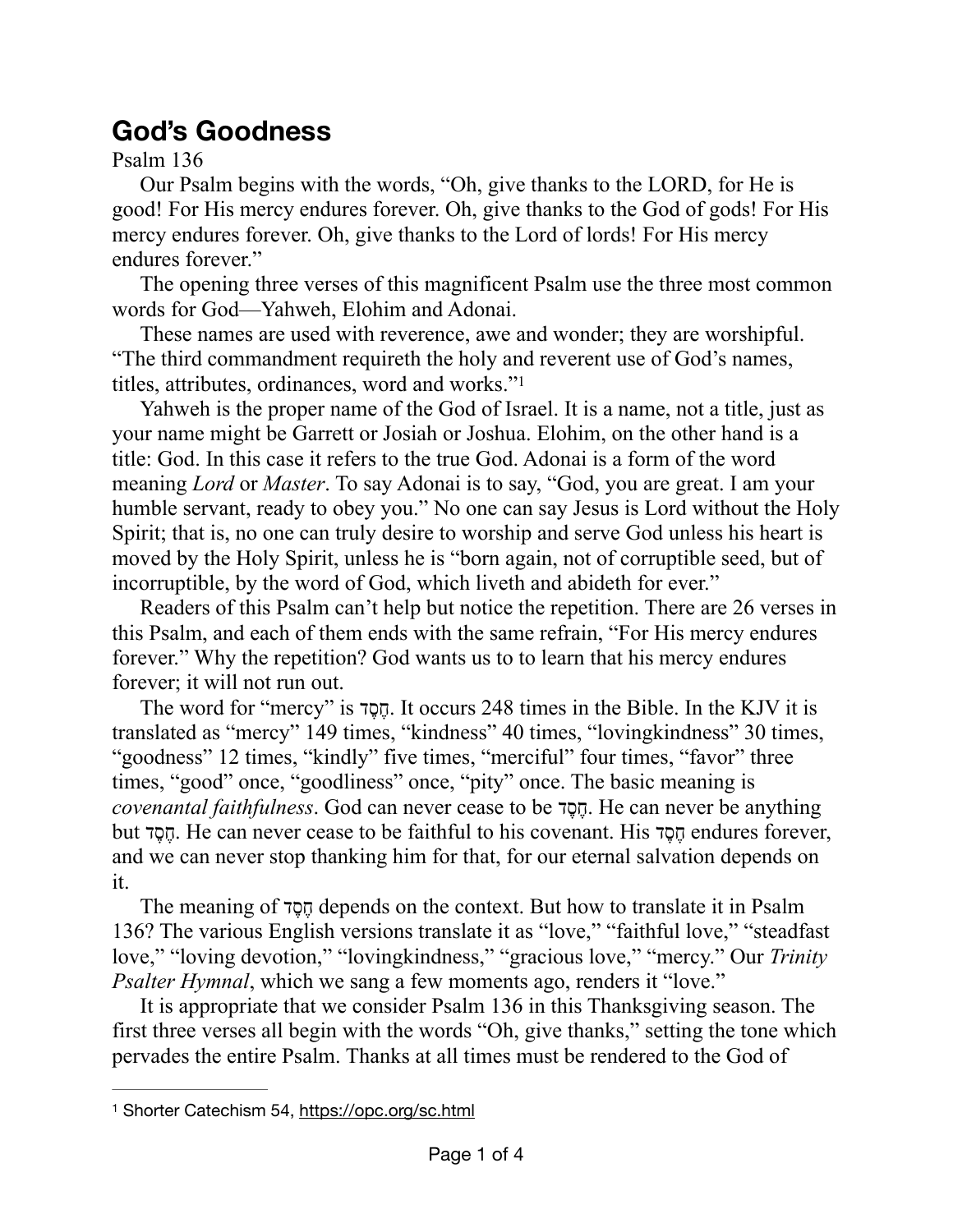# God's Goodness

Psalm 136

Our Psalm begins with the words, "Oh, give thanks to the LORD, for He is good! For His mercy endures forever. Oh, give thanks to the God of gods! For His mercy endures forever. Oh, give thanks to the Lord of lords! For His mercy endures forever."

The opening three verses of this magnificent Psalm use the three most common words for God—Yahweh, Elohim and Adonai.

These names are used with reverence, awe and wonder; they are worshipful. "The third commandment requireth the holy and reverent use of God's names, titles, attributes, ordinances, word and works."[1]

Yahweh is the proper name of the God of Israel. It is a name, not a title, just as your name might be Garrett or Josiah or Joshua. Elohim, on the other hand is a title: God. In this case it refers to the true God. Adonai is a form of the word meaning *Lord* or *Master*. To say Adonai is to say, "God, you are great. I am your humble servant, ready to obey you." No one can say Jesus is Lord without the Holy Spirit; that is, no one can truly desire to worship and serve God unless his heart is moved by the Holy Spirit, unless he is "born again, not of corruptible seed, but of incorruptible, by the word of God, which liveth and abideth for ever."

Readers of this Psalm can't help but notice the repetition. There are 26 verses in this Psalm, and each of them ends with the same refrain, "For His mercy endures forever." Why the repetition? God wants us to to learn that his mercy endures forever; it will not run out.

The word for "mercy" is חֶסֶד. It occurs 248 times in the Bible. In the KJV it is translated as "mercy" 149 times, "kindness" 40 times, "lovingkindness" 30 times, "goodness" 12 times, "kindly" five times, "merciful" four times, "favor" three times, "good" once, "goodliness" once, "pity" once. The basic meaning is *covenantal faithfulness*. God can never cease to be חֶסֶד. He can never be anything but חֶסֶד. He can never cease to be faithful to his covenant. His חֶסֶד endures forever, and we can never stop thanking him for that, for our eternal salvation depends on it.

The meaning of חֶסֶד depends on the context. But how to translate it in Psalm 136? The various English versions translate it as "love," "faithful love," "steadfast love," "loving devotion," "lovingkindness," "gracious love," "mercy." Our *Trinity Psalter Hymnal*, which we sang a few moments ago, renders it "love."

It is appropriate that we consider Psalm 136 in this Thanksgiving season. The first three verses all begin with the words "Oh, give thanks," setting the tone which pervades the entire Psalm. Thanks at all times must be rendered to the God of

---

[1] Shorter Catechism 54, https://opc.org/sc.html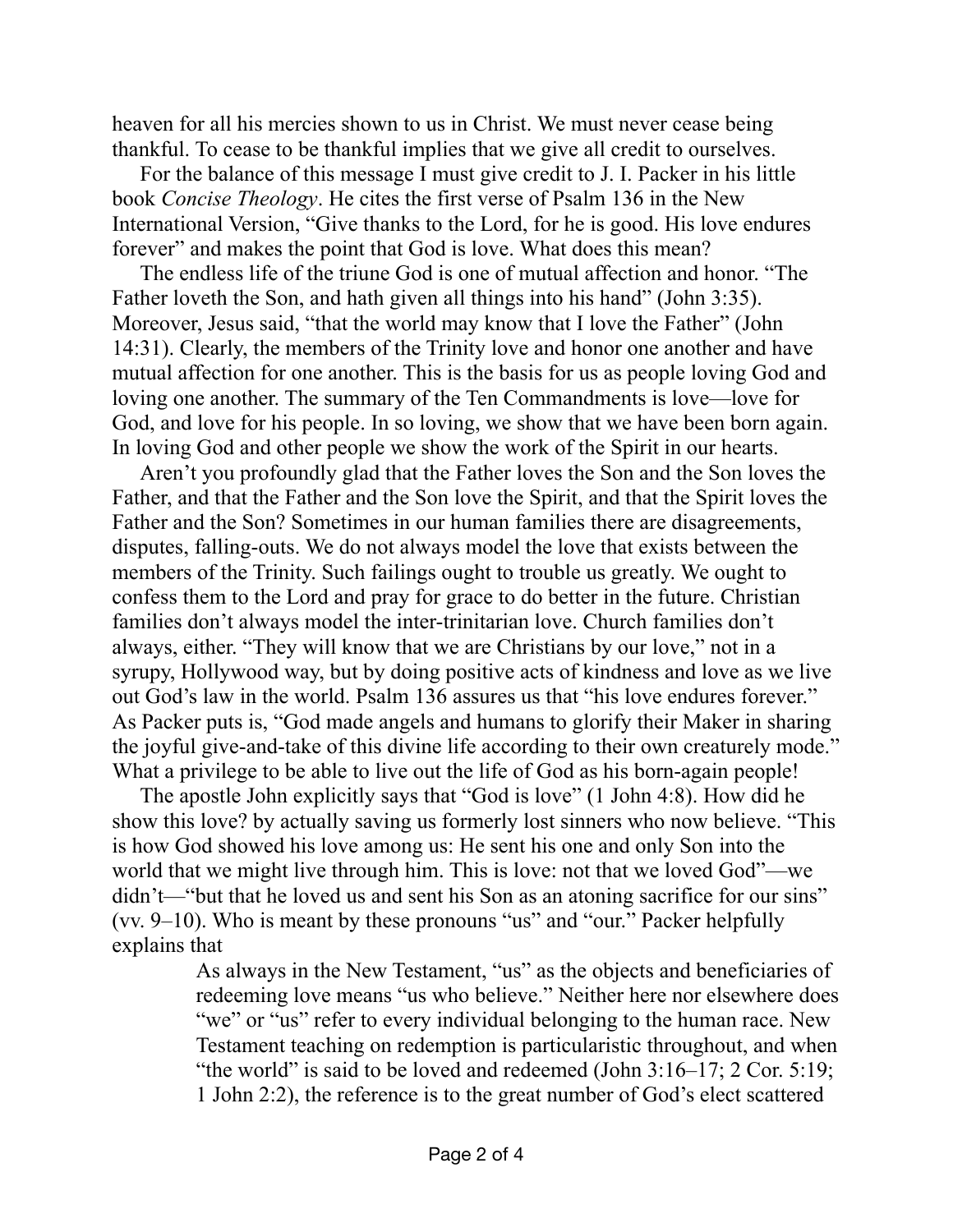heaven for all his mercies shown to us in Christ. We must never cease being thankful. To cease to be thankful implies that we give all credit to ourselves.

For the balance of this message I must give credit to J. I. Packer in his little book *Concise Theology*. He cites the first verse of Psalm 136 in the New International Version, "Give thanks to the Lord, for he is good. His love endures forever" and makes the point that God is love. What does this mean?

The endless life of the triune God is one of mutual affection and honor. "The Father loveth the Son, and hath given all things into his hand" (John 3:35). Moreover, Jesus said, "that the world may know that I love the Father" (John 14:31). Clearly, the members of the Trinity love and honor one another and have mutual affection for one another. This is the basis for us as people loving God and loving one another. The summary of the Ten Commandments is love—love for God, and love for his people. In so loving, we show that we have been born again. In loving God and other people we show the work of the Spirit in our hearts.

Aren't you profoundly glad that the Father loves the Son and the Son loves the Father, and that the Father and the Son love the Spirit, and that the Spirit loves the Father and the Son? Sometimes in our human families there are disagreements, disputes, falling-outs. We do not always model the love that exists between the members of the Trinity. Such failings ought to trouble us greatly. We ought to confess them to the Lord and pray for grace to do better in the future. Christian families don't always model the inter-trinitarian love. Church families don't always, either. "They will know that we are Christians by our love," not in a syrupy, Hollywood way, but by doing positive acts of kindness and love as we live out God's law in the world. Psalm 136 assures us that "his love endures forever." As Packer puts is, "God made angels and humans to glorify their Maker in sharing the joyful give-and-take of this divine life according to their own creaturely mode." What a privilege to be able to live out the life of God as his born-again people!

The apostle John explicitly says that "God is love" (1 John 4:8). How did he show this love? by actually saving us formerly lost sinners who now believe. "This is how God showed his love among us: He sent his one and only Son into the world that we might live through him. This is love: not that we loved God"—we didn't—"but that he loved us and sent his Son as an atoning sacrifice for our sins" (vv. 9–10). Who is meant by these pronouns "us" and "our." Packer helpfully explains that

> As always in the New Testament, "us" as the objects and beneficiaries of redeeming love means "us who believe." Neither here nor elsewhere does "we" or "us" refer to every individual belonging to the human race. New Testament teaching on redemption is particularistic throughout, and when "the world" is said to be loved and redeemed (John 3:16–17; 2 Cor. 5:19; 1 John 2:2), the reference is to the great number of God's elect scattered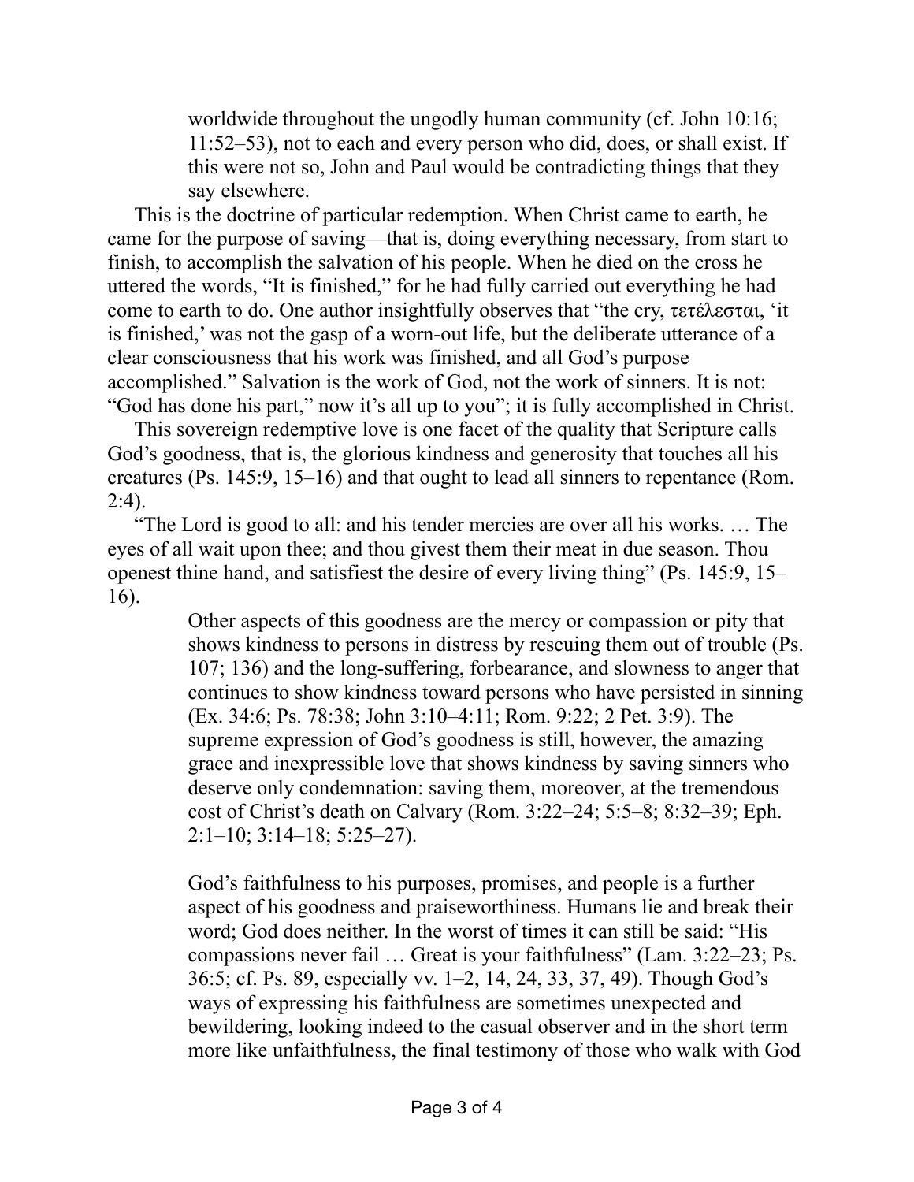> worldwide throughout the ungodly human community (cf. John 10:16; 11:52–53), not to each and every person who did, does, or shall exist. If this were not so, John and Paul would be contradicting things that they say elsewhere.

This is the doctrine of particular redemption. When Christ came to earth, he came for the purpose of saving—that is, doing everything necessary, from start to finish, to accomplish the salvation of his people. When he died on the cross he uttered the words, "It is finished," for he had fully carried out everything he had come to earth to do. One author insightfully observes that "the cry, τετέλεσται, 'it is finished,' was not the gasp of a worn-out life, but the deliberate utterance of a clear consciousness that his work was finished, and all God's purpose accomplished." Salvation is the work of God, not the work of sinners. It is not: "God has done his part," now it's all up to you"; it is fully accomplished in Christ.

This sovereign redemptive love is one facet of the quality that Scripture calls God's goodness, that is, the glorious kindness and generosity that touches all his creatures (Ps. 145:9, 15–16) and that ought to lead all sinners to repentance (Rom. 2:4).

"The Lord is good to all: and his tender mercies are over all his works. … The eyes of all wait upon thee; and thou givest them their meat in due season. Thou openest thine hand, and satisfiest the desire of every living thing" (Ps. 145:9, 15–16).

> Other aspects of this goodness are the mercy or compassion or pity that shows kindness to persons in distress by rescuing them out of trouble (Ps. 107; 136) and the long-suffering, forbearance, and slowness to anger that continues to show kindness toward persons who have persisted in sinning (Ex. 34:6; Ps. 78:38; John 3:10–4:11; Rom. 9:22; 2 Pet. 3:9). The supreme expression of God's goodness is still, however, the amazing grace and inexpressible love that shows kindness by saving sinners who deserve only condemnation: saving them, moreover, at the tremendous cost of Christ's death on Calvary (Rom. 3:22–24; 5:5–8; 8:32–39; Eph. 2:1–10; 3:14–18; 5:25–27).
>
> God's faithfulness to his purposes, promises, and people is a further aspect of his goodness and praiseworthiness. Humans lie and break their word; God does neither. In the worst of times it can still be said: "His compassions never fail … Great is your faithfulness" (Lam. 3:22–23; Ps. 36:5; cf. Ps. 89, especially vv. 1–2, 14, 24, 33, 37, 49). Though God's ways of expressing his faithfulness are sometimes unexpected and bewildering, looking indeed to the casual observer and in the short term more like unfaithfulness, the final testimony of those who walk with God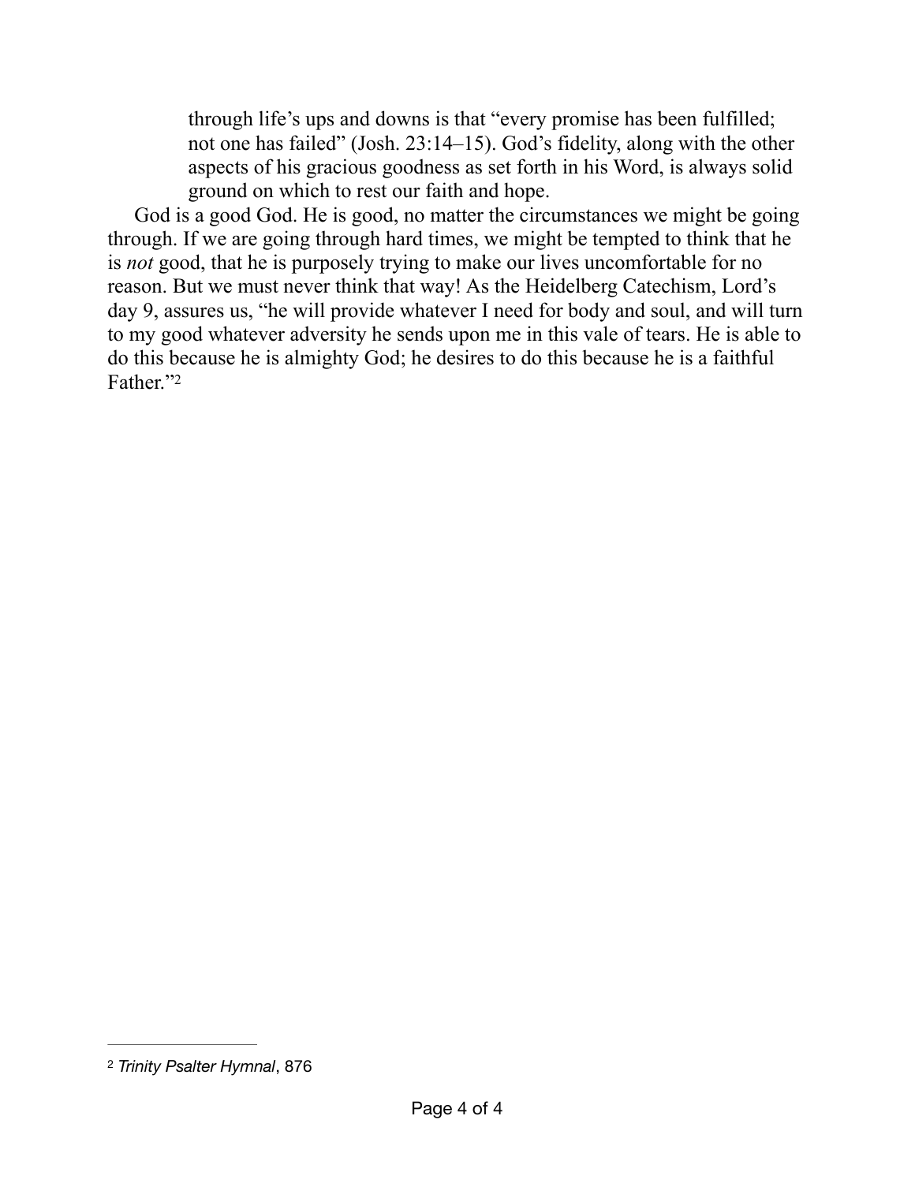> through life's ups and downs is that "every promise has been fulfilled; not one has failed" (Josh. 23:14–15). God's fidelity, along with the other aspects of his gracious goodness as set forth in his Word, is always solid ground on which to rest our faith and hope.

God is a good God. He is good, no matter the circumstances we might be going through. If we are going through hard times, we might be tempted to think that he is *not* good, that he is purposely trying to make our lives uncomfortable for no reason. But we must never think that way! As the Heidelberg Catechism, Lord's day 9, assures us, "he will provide whatever I need for body and soul, and will turn to my good whatever adversity he sends upon me in this vale of tears. He is able to do this because he is almighty God; he desires to do this because he is a faithful Father."[2]

---

[2] *Trinity Psalter Hymnal*, 876